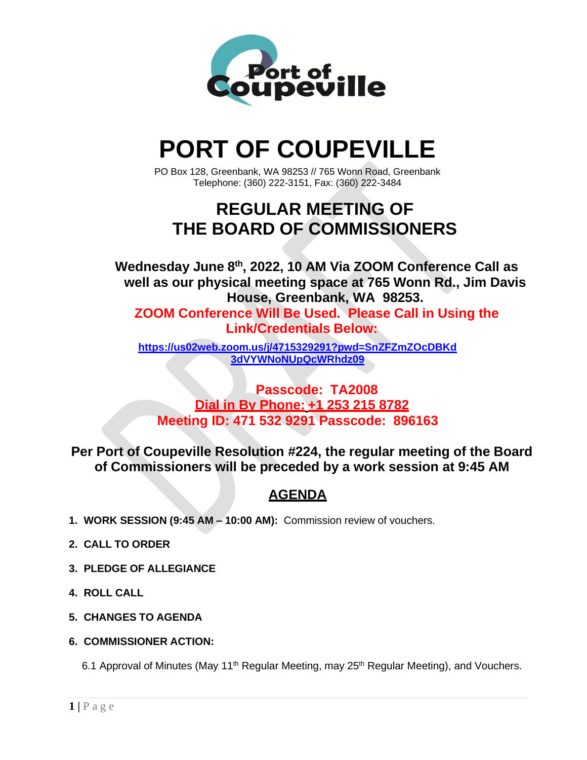# PORT OF COUPEVILLE

PO Box 128, Greenbank, WA 98253 // 765 Wonn Road, Greenbank
Telephone: (360) 222-3151, Fax: (360) 222-3484

## REGULAR MEETING OF THE BOARD OF COMMISSIONERS

**Wednesday June 8th, 2022, 10 AM Via ZOOM Conference Call as well as our physical meeting space at 765 Wonn Rd., Jim Davis House, Greenbank, WA 98253.**

**ZOOM Conference Will Be Used. Please Call in Using the Link/Credentials Below:**

**https://us02web.zoom.us/j/4715329291?pwd=SnZFZmZOcDBKd3dVYWNoNUpQcWRhdz09**

**Passcode: TA2008**

**Dial in By Phone: +1 253 215 8782**

**Meeting ID: 471 532 9291 Passcode: 896163**

**Per Port of Coupeville Resolution #224, the regular meeting of the Board of Commissioners will be preceded by a work session at 9:45 AM**

## AGENDA

1. **WORK SESSION (9:45 AM – 10:00 AM):** Commission review of vouchers.
2. **CALL TO ORDER**
3. **PLEDGE OF ALLEGIANCE**
4. **ROLL CALL**
5. **CHANGES TO AGENDA**
6. **COMMISSIONER ACTION:**

   6.1 Approval of Minutes (May 11th Regular Meeting, may 25th Regular Meeting), and Vouchers.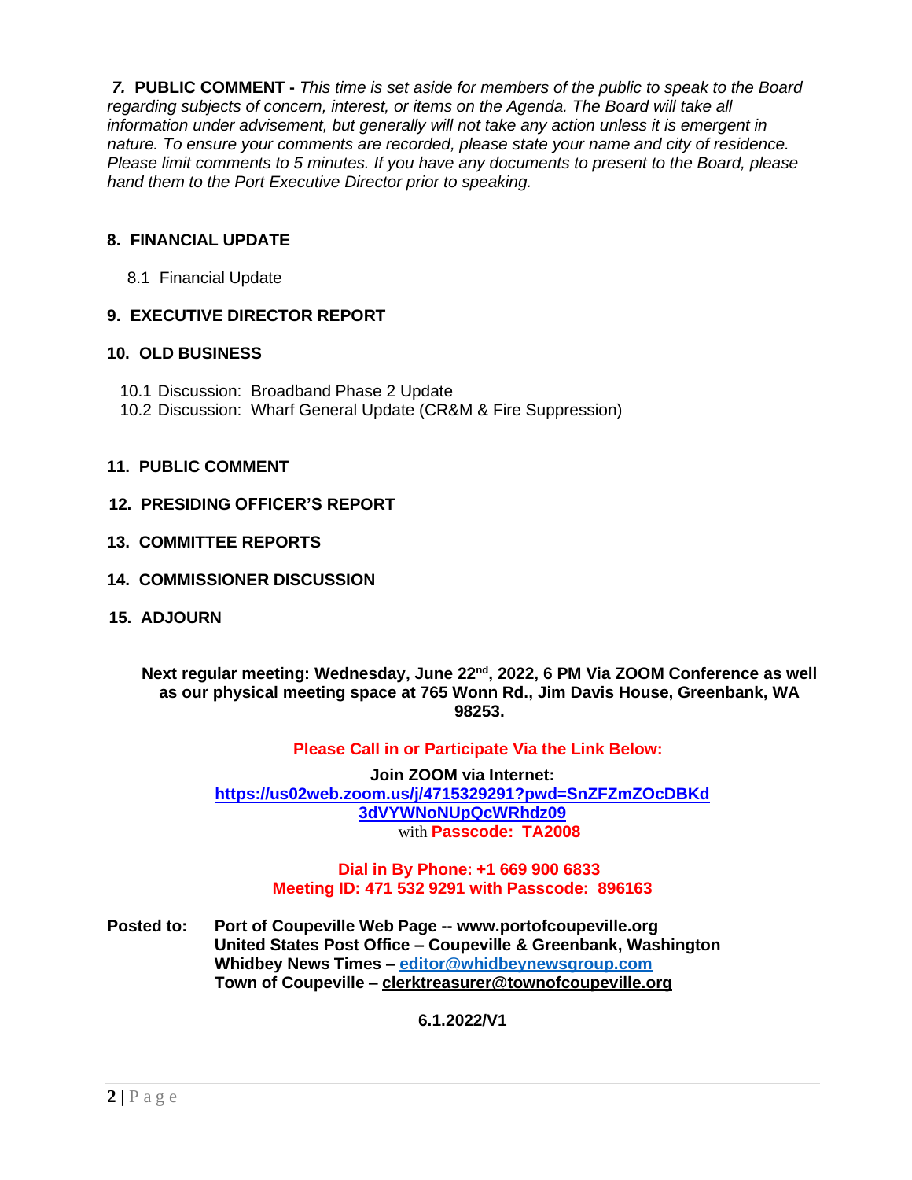***7.* PUBLIC COMMENT -** *This time is set aside for members of the public to speak to the Board regarding subjects of concern, interest, or items on the Agenda. The Board will take all information under advisement, but generally will not take any action unless it is emergent in nature. To ensure your comments are recorded, please state your name and city of residence. Please limit comments to 5 minutes. If you have any documents to present to the Board, please hand them to the Port Executive Director prior to speaking.*

**8. FINANCIAL UPDATE**

8.1 Financial Update

**9. EXECUTIVE DIRECTOR REPORT**

**10. OLD BUSINESS**

10.1 Discussion: Broadband Phase 2 Update
10.2 Discussion: Wharf General Update (CR&M & Fire Suppression)

**11. PUBLIC COMMENT**

**12. PRESIDING OFFICER'S REPORT**

**13. COMMITTEE REPORTS**

**14. COMMISSIONER DISCUSSION**

**15. ADJOURN**

**Next regular meeting: Wednesday, June 22nd, 2022, 6 PM Via ZOOM Conference as well as our physical meeting space at 765 Wonn Rd., Jim Davis House, Greenbank, WA 98253.**

**Please Call in or Participate Via the Link Below:**

**Join ZOOM via Internet:**
**https://us02web.zoom.us/j/4715329291?pwd=SnZFZmZOcDBKd3dVYWNoNUpQcWRhdz09**
with **Passcode: TA2008**

**Dial in By Phone: +1 669 900 6833**
**Meeting ID: 471 532 9291 with Passcode: 896163**

**Posted to:** **Port of Coupeville Web Page -- www.portofcoupeville.org**
**United States Post Office – Coupeville & Greenbank, Washington**
**Whidbey News Times – editor@whidbeynewsgroup.com**
**Town of Coupeville – clerktreasurer@townofcoupeville.org**

**6.1.2022/V1**